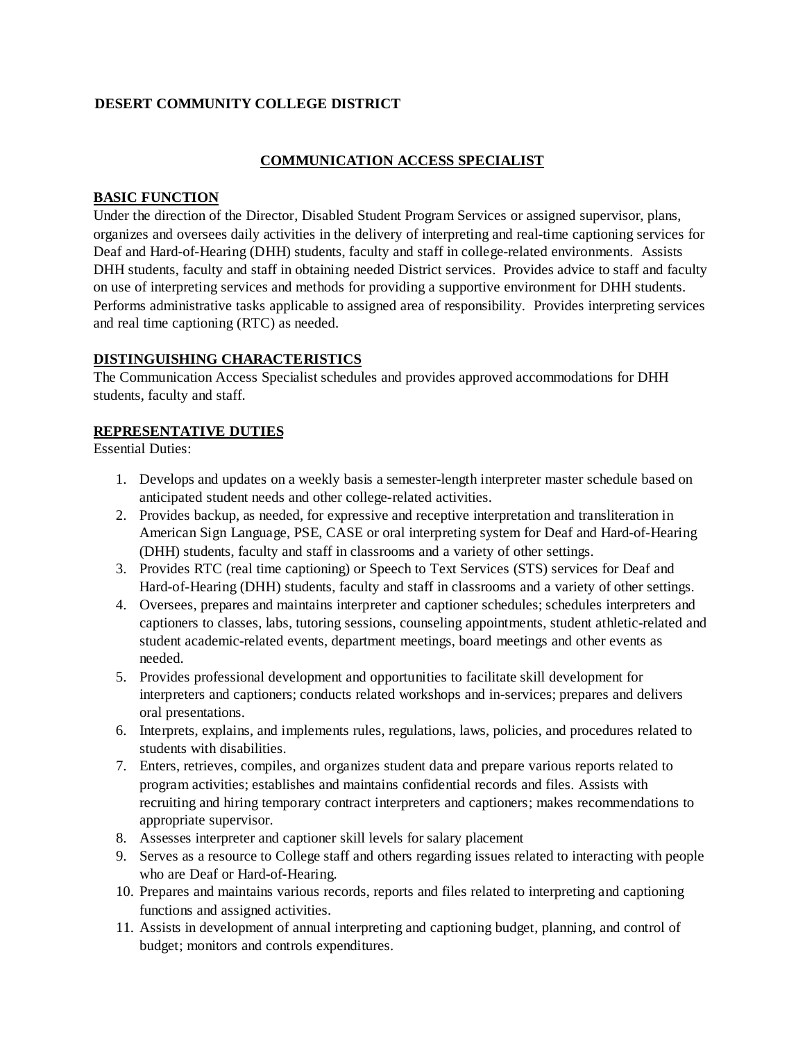**DESERT COMMUNITY COLLEGE DISTRICT**

# COMMUNICATION ACCESS SPECIALIST

## BASIC FUNCTION

Under the direction of the Director, Disabled Student Program Services or assigned supervisor, plans, organizes and oversees daily activities in the delivery of interpreting and real-time captioning services for Deaf and Hard-of-Hearing (DHH) students, faculty and staff in college-related environments. Assists DHH students, faculty and staff in obtaining needed District services. Provides advice to staff and faculty on use of interpreting services and methods for providing a supportive environment for DHH students. Performs administrative tasks applicable to assigned area of responsibility. Provides interpreting services and real time captioning (RTC) as needed.

## DISTINGUISHING CHARACTERISTICS

The Communication Access Specialist schedules and provides approved accommodations for DHH students, faculty and staff.

## REPRESENTATIVE DUTIES

Essential Duties:

1. Develops and updates on a weekly basis a semester-length interpreter master schedule based on anticipated student needs and other college-related activities.
2. Provides backup, as needed, for expressive and receptive interpretation and transliteration in American Sign Language, PSE, CASE or oral interpreting system for Deaf and Hard-of-Hearing (DHH) students, faculty and staff in classrooms and a variety of other settings.
3. Provides RTC (real time captioning) or Speech to Text Services (STS) services for Deaf and Hard-of-Hearing (DHH) students, faculty and staff in classrooms and a variety of other settings.
4. Oversees, prepares and maintains interpreter and captioner schedules; schedules interpreters and captioners to classes, labs, tutoring sessions, counseling appointments, student athletic-related and student academic-related events, department meetings, board meetings and other events as needed.
5. Provides professional development and opportunities to facilitate skill development for interpreters and captioners; conducts related workshops and in-services; prepares and delivers oral presentations.
6. Interprets, explains, and implements rules, regulations, laws, policies, and procedures related to students with disabilities.
7. Enters, retrieves, compiles, and organizes student data and prepare various reports related to program activities; establishes and maintains confidential records and files. Assists with recruiting and hiring temporary contract interpreters and captioners; makes recommendations to appropriate supervisor.
8. Assesses interpreter and captioner skill levels for salary placement
9. Serves as a resource to College staff and others regarding issues related to interacting with people who are Deaf or Hard-of-Hearing.
10. Prepares and maintains various records, reports and files related to interpreting and captioning functions and assigned activities.
11. Assists in development of annual interpreting and captioning budget, planning, and control of budget; monitors and controls expenditures.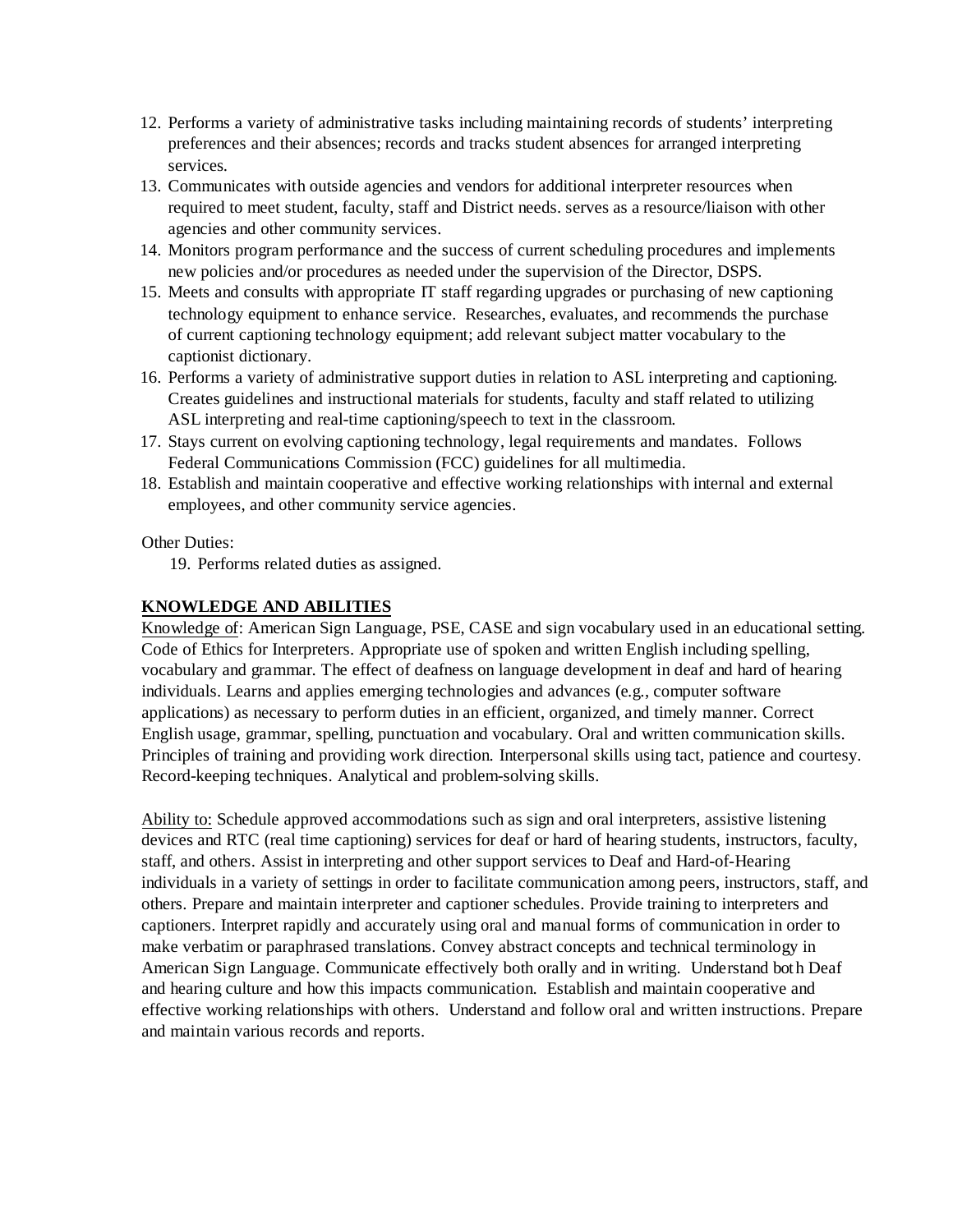12. Performs a variety of administrative tasks including maintaining records of students' interpreting preferences and their absences; records and tracks student absences for arranged interpreting services.
13. Communicates with outside agencies and vendors for additional interpreter resources when required to meet student, faculty, staff and District needs. serves as a resource/liaison with other agencies and other community services.
14. Monitors program performance and the success of current scheduling procedures and implements new policies and/or procedures as needed under the supervision of the Director, DSPS.
15. Meets and consults with appropriate IT staff regarding upgrades or purchasing of new captioning technology equipment to enhance service. Researches, evaluates, and recommends the purchase of current captioning technology equipment; add relevant subject matter vocabulary to the captionist dictionary.
16. Performs a variety of administrative support duties in relation to ASL interpreting and captioning. Creates guidelines and instructional materials for students, faculty and staff related to utilizing ASL interpreting and real-time captioning/speech to text in the classroom.
17. Stays current on evolving captioning technology, legal requirements and mandates. Follows Federal Communications Commission (FCC) guidelines for all multimedia.
18. Establish and maintain cooperative and effective working relationships with internal and external employees, and other community service agencies.

Other Duties:

19. Performs related duties as assigned.

**KNOWLEDGE AND ABILITIES**

Knowledge of: American Sign Language, PSE, CASE and sign vocabulary used in an educational setting. Code of Ethics for Interpreters. Appropriate use of spoken and written English including spelling, vocabulary and grammar. The effect of deafness on language development in deaf and hard of hearing individuals. Learns and applies emerging technologies and advances (e.g., computer software applications) as necessary to perform duties in an efficient, organized, and timely manner. Correct English usage, grammar, spelling, punctuation and vocabulary. Oral and written communication skills. Principles of training and providing work direction. Interpersonal skills using tact, patience and courtesy. Record-keeping techniques. Analytical and problem-solving skills.

Ability to: Schedule approved accommodations such as sign and oral interpreters, assistive listening devices and RTC (real time captioning) services for deaf or hard of hearing students, instructors, faculty, staff, and others. Assist in interpreting and other support services to Deaf and Hard-of-Hearing individuals in a variety of settings in order to facilitate communication among peers, instructors, staff, and others. Prepare and maintain interpreter and captioner schedules. Provide training to interpreters and captioners. Interpret rapidly and accurately using oral and manual forms of communication in order to make verbatim or paraphrased translations. Convey abstract concepts and technical terminology in American Sign Language. Communicate effectively both orally and in writing. Understand both Deaf and hearing culture and how this impacts communication. Establish and maintain cooperative and effective working relationships with others. Understand and follow oral and written instructions. Prepare and maintain various records and reports.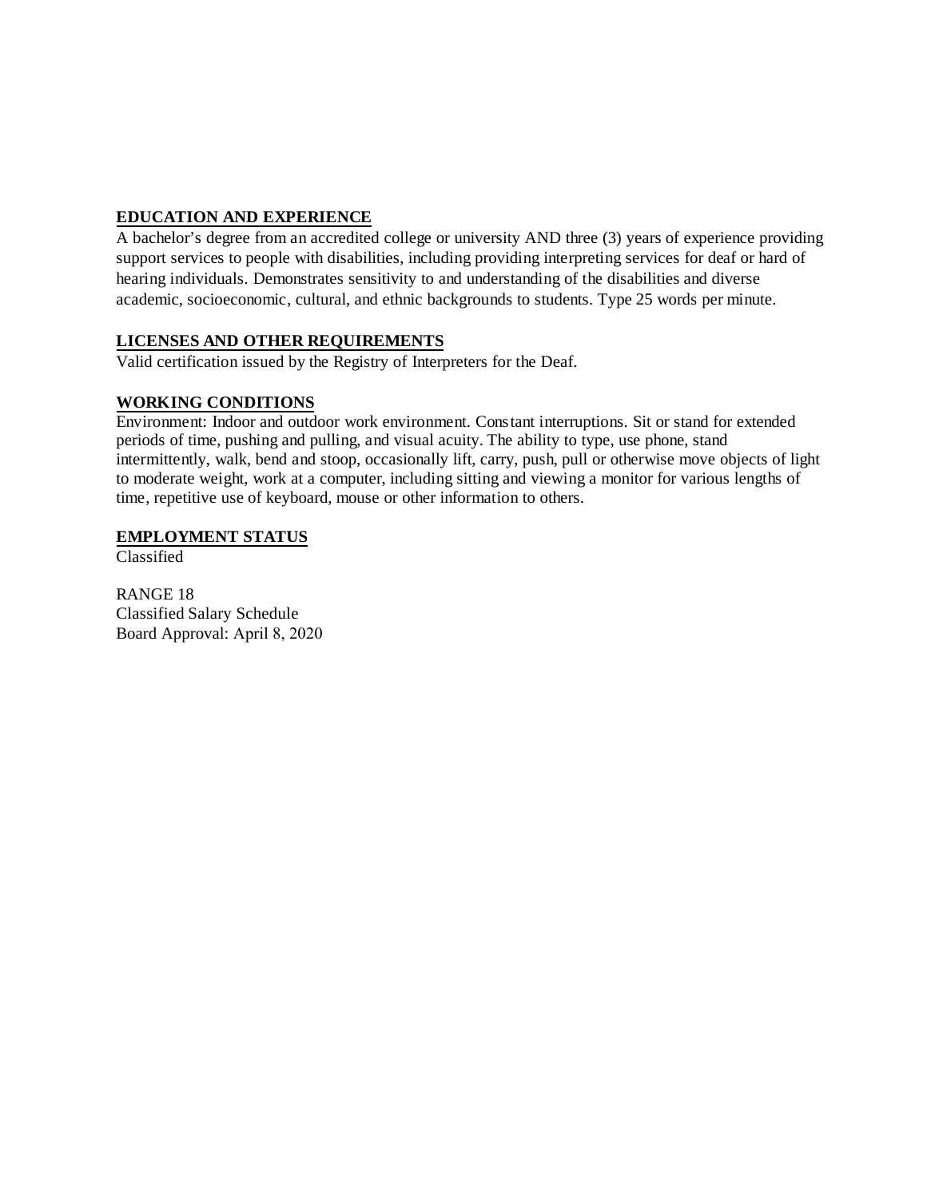## EDUCATION AND EXPERIENCE

A bachelor's degree from an accredited college or university AND three (3) years of experience providing support services to people with disabilities, including providing interpreting services for deaf or hard of hearing individuals. Demonstrates sensitivity to and understanding of the disabilities and diverse academic, socioeconomic, cultural, and ethnic backgrounds to students. Type 25 words per minute.

## LICENSES AND OTHER REQUIREMENTS

Valid certification issued by the Registry of Interpreters for the Deaf.

## WORKING CONDITIONS

Environment: Indoor and outdoor work environment. Constant interruptions. Sit or stand for extended periods of time, pushing and pulling, and visual acuity. The ability to type, use phone, stand intermittently, walk, bend and stoop, occasionally lift, carry, push, pull or otherwise move objects of light to moderate weight, work at a computer, including sitting and viewing a monitor for various lengths of time, repetitive use of keyboard, mouse or other information to others.

## EMPLOYMENT STATUS

Classified

RANGE 18
Classified Salary Schedule
Board Approval: April 8, 2020